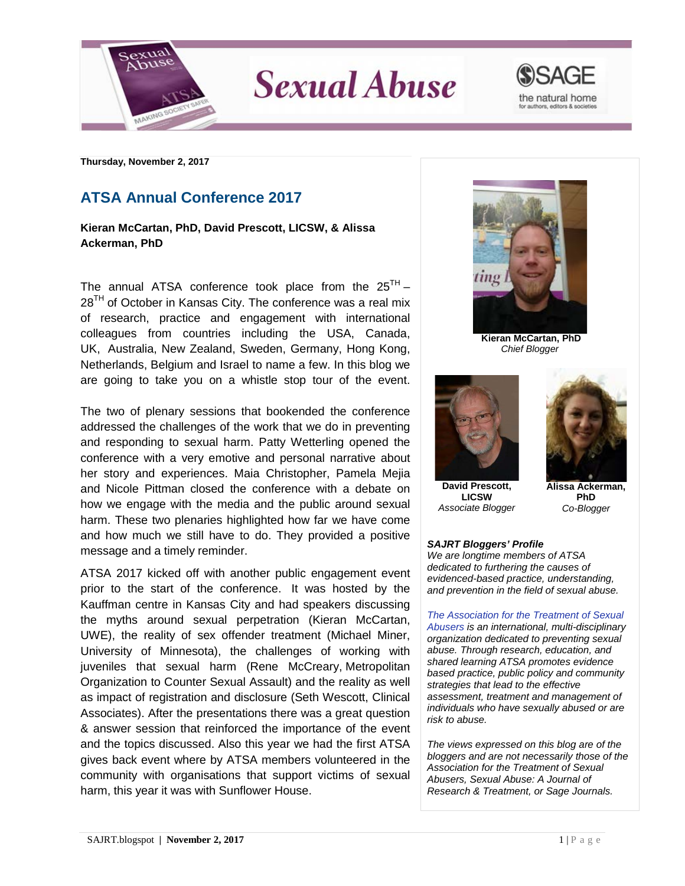Thursday, November 2, 2017

## ATSA Annual Conference 2017

**Kieran McCartan, PhD, David Prescott, LICSW, & Alissa Ackerman, PhD**

The annual ATSA conference took place from the 25[TH] – 28[TH] of October in Kansas City. The conference was a real mix of research, practice and engagement with international colleagues from countries including the USA, Canada, UK, Australia, New Zealand, Sweden, Germany, Hong Kong, Netherlands, Belgium and Israel to name a few. In this blog we are going to take you on a whistle stop tour of the event.

The two of plenary sessions that bookended the conference addressed the challenges of the work that we do in preventing and responding to sexual harm. Patty Wetterling opened the conference with a very emotive and personal narrative about her story and experiences. Maia Christopher, Pamela Mejia and Nicole Pittman closed the conference with a debate on how we engage with the media and the public around sexual harm. These two plenaries highlighted how far we have come and how much we still have to do. They provided a positive message and a timely reminder.

ATSA 2017 kicked off with another public engagement event prior to the start of the conference. It was hosted by the Kauffman centre in Kansas City and had speakers discussing the myths around sexual perpetration (Kieran McCartan, UWE), the reality of sex offender treatment (Michael Miner, University of Minnesota), the challenges of working with juveniles that sexual harm (Rene McCreary, Metropolitan Organization to Counter Sexual Assault) and the reality as well as impact of registration and disclosure (Seth Wescott, Clinical Associates). After the presentations there was a great question & answer session that reinforced the importance of the event and the topics discussed. Also this year we had the first ATSA gives back event where by ATSA members volunteered in the community with organisations that support victims of sexual harm, this year it was with Sunflower House.

**Kieran McCartan, PhD**
*Chief Blogger*

**David Prescott, LICSW**
*Associate Blogger*

**Alissa Ackerman, PhD**
*Co-Blogger*

***SAJRT Bloggers' Profile***
*We are longtime members of ATSA dedicated to furthering the causes of evidenced-based practice, understanding, and prevention in the field of sexual abuse.*

*The Association for the Treatment of Sexual Abusers is an international, multi-disciplinary organization dedicated to preventing sexual abuse. Through research, education, and shared learning ATSA promotes evidence based practice, public policy and community strategies that lead to the effective assessment, treatment and management of individuals who have sexually abused or are risk to abuse.*

*The views expressed on this blog are of the bloggers and are not necessarily those of the Association for the Treatment of Sexual Abusers, Sexual Abuse: A Journal of Research & Treatment, or Sage Journals.*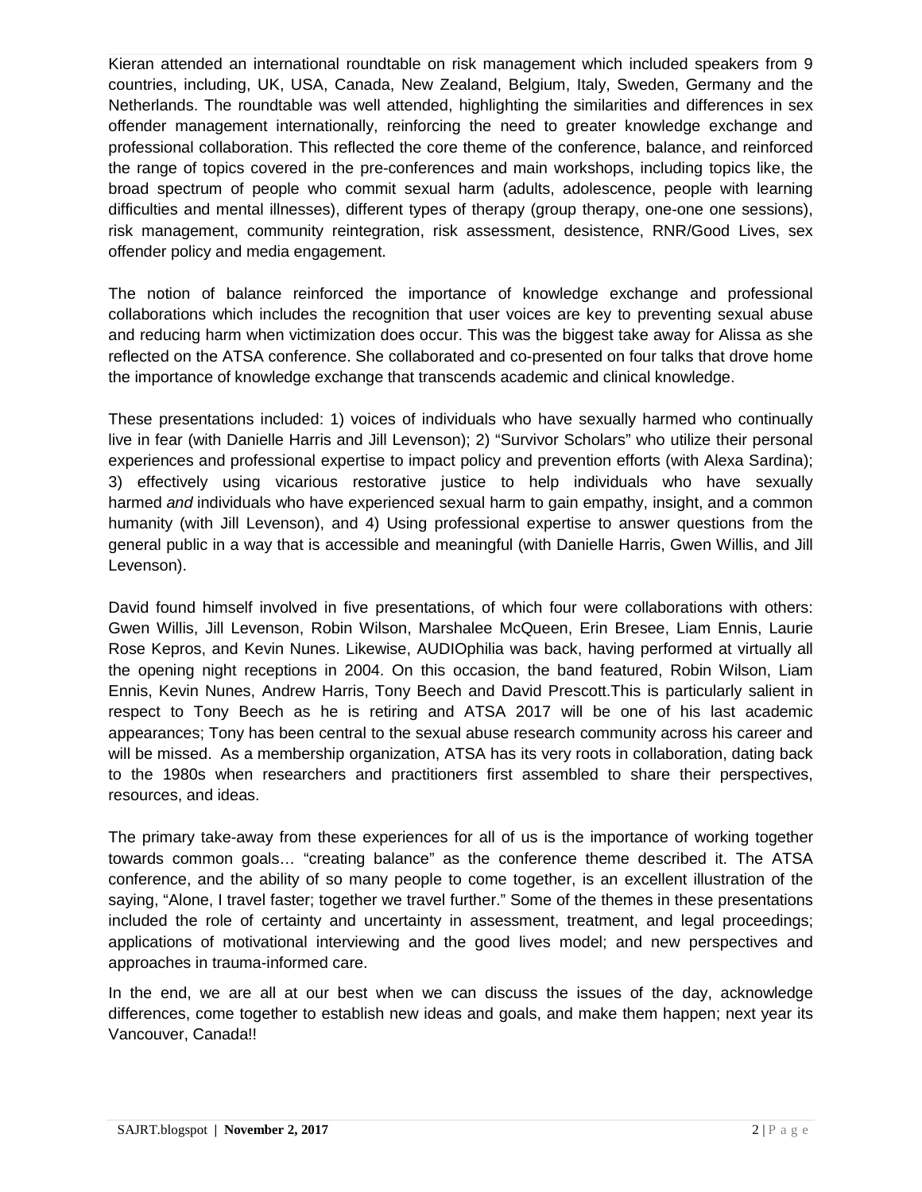Kieran attended an international roundtable on risk management which included speakers from 9 countries, including, UK, USA, Canada, New Zealand, Belgium, Italy, Sweden, Germany and the Netherlands. The roundtable was well attended, highlighting the similarities and differences in sex offender management internationally, reinforcing the need to greater knowledge exchange and professional collaboration. This reflected the core theme of the conference, balance, and reinforced the range of topics covered in the pre-conferences and main workshops, including topics like, the broad spectrum of people who commit sexual harm (adults, adolescence, people with learning difficulties and mental illnesses), different types of therapy (group therapy, one-one one sessions), risk management, community reintegration, risk assessment, desistence, RNR/Good Lives, sex offender policy and media engagement.

The notion of balance reinforced the importance of knowledge exchange and professional collaborations which includes the recognition that user voices are key to preventing sexual abuse and reducing harm when victimization does occur. This was the biggest take away for Alissa as she reflected on the ATSA conference. She collaborated and co-presented on four talks that drove home the importance of knowledge exchange that transcends academic and clinical knowledge.

These presentations included: 1) voices of individuals who have sexually harmed who continually live in fear (with Danielle Harris and Jill Levenson); 2) "Survivor Scholars" who utilize their personal experiences and professional expertise to impact policy and prevention efforts (with Alexa Sardina); 3) effectively using vicarious restorative justice to help individuals who have sexually harmed *and* individuals who have experienced sexual harm to gain empathy, insight, and a common humanity (with Jill Levenson), and 4) Using professional expertise to answer questions from the general public in a way that is accessible and meaningful (with Danielle Harris, Gwen Willis, and Jill Levenson).

David found himself involved in five presentations, of which four were collaborations with others: Gwen Willis, Jill Levenson, Robin Wilson, Marshalee McQueen, Erin Bresee, Liam Ennis, Laurie Rose Kepros, and Kevin Nunes. Likewise, AUDIOphilia was back, having performed at virtually all the opening night receptions in 2004. On this occasion, the band featured, Robin Wilson, Liam Ennis, Kevin Nunes, Andrew Harris, Tony Beech and David Prescott.This is particularly salient in respect to Tony Beech as he is retiring and ATSA 2017 will be one of his last academic appearances; Tony has been central to the sexual abuse research community across his career and will be missed. As a membership organization, ATSA has its very roots in collaboration, dating back to the 1980s when researchers and practitioners first assembled to share their perspectives, resources, and ideas.

The primary take-away from these experiences for all of us is the importance of working together towards common goals… "creating balance" as the conference theme described it. The ATSA conference, and the ability of so many people to come together, is an excellent illustration of the saying, "Alone, I travel faster; together we travel further." Some of the themes in these presentations included the role of certainty and uncertainty in assessment, treatment, and legal proceedings; applications of motivational interviewing and the good lives model; and new perspectives and approaches in trauma-informed care.

In the end, we are all at our best when we can discuss the issues of the day, acknowledge differences, come together to establish new ideas and goals, and make them happen; next year its Vancouver, Canada!!